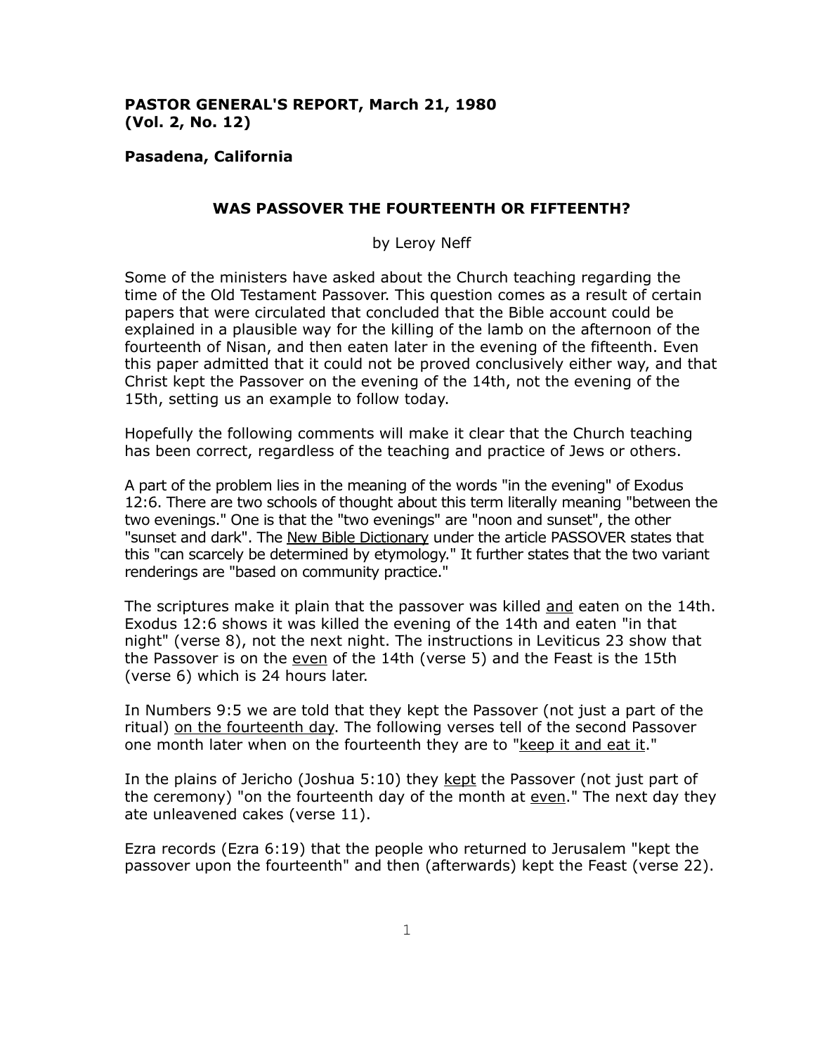**PASTOR GENERAL'S REPORT, March 21, 1980**
**(Vol. 2, No. 12)**

**Pasadena, California**

## WAS PASSOVER THE FOURTEENTH OR FIFTEENTH?

by Leroy Neff

Some of the ministers have asked about the Church teaching regarding the time of the Old Testament Passover. This question comes as a result of certain papers that were circulated that concluded that the Bible account could be explained in a plausible way for the killing of the lamb on the afternoon of the fourteenth of Nisan, and then eaten later in the evening of the fifteenth. Even this paper admitted that it could not be proved conclusively either way, and that Christ kept the Passover on the evening of the 14th, not the evening of the 15th, setting us an example to follow today.

Hopefully the following comments will make it clear that the Church teaching has been correct, regardless of the teaching and practice of Jews or others.

A part of the problem lies in the meaning of the words "in the evening" of Exodus 12:6. There are two schools of thought about this term literally meaning "between the two evenings." One is that the "two evenings" are "noon and sunset", the other "sunset and dark". The New Bible Dictionary under the article PASSOVER states that this "can scarcely be determined by etymology." It further states that the two variant renderings are "based on community practice."

The scriptures make it plain that the passover was killed and eaten on the 14th. Exodus 12:6 shows it was killed the evening of the 14th and eaten "in that night" (verse 8), not the next night. The instructions in Leviticus 23 show that the Passover is on the even of the 14th (verse 5) and the Feast is the 15th (verse 6) which is 24 hours later.

In Numbers 9:5 we are told that they kept the Passover (not just a part of the ritual) on the fourteenth day. The following verses tell of the second Passover one month later when on the fourteenth they are to "keep it and eat it."

In the plains of Jericho (Joshua 5:10) they kept the Passover (not just part of the ceremony) "on the fourteenth day of the month at even." The next day they ate unleavened cakes (verse 11).

Ezra records (Ezra 6:19) that the people who returned to Jerusalem "kept the passover upon the fourteenth" and then (afterwards) kept the Feast (verse 22).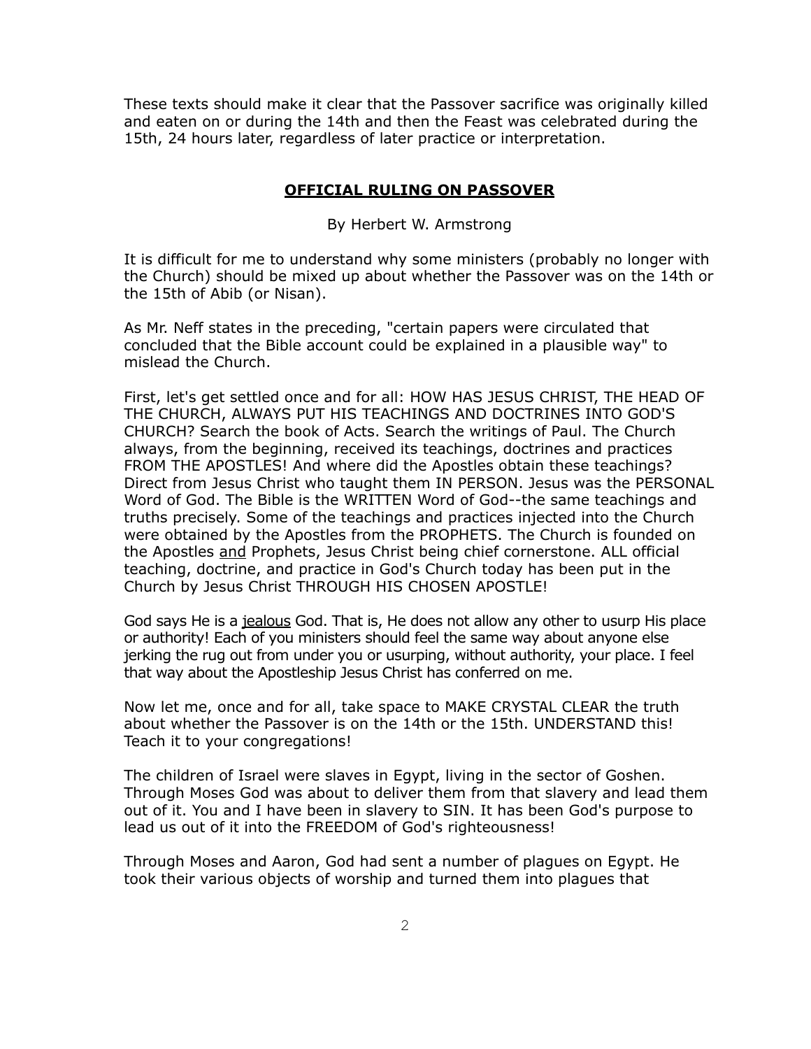These texts should make it clear that the Passover sacrifice was originally killed and eaten on or during the 14th and then the Feast was celebrated during the 15th, 24 hours later, regardless of later practice or interpretation.

## **OFFICIAL RULING ON PASSOVER**

By Herbert W. Armstrong

It is difficult for me to understand why some ministers (probably no longer with the Church) should be mixed up about whether the Passover was on the 14th or the 15th of Abib (or Nisan).

As Mr. Neff states in the preceding, "certain papers were circulated that concluded that the Bible account could be explained in a plausible way" to mislead the Church.

First, let's get settled once and for all: HOW HAS JESUS CHRIST, THE HEAD OF THE CHURCH, ALWAYS PUT HIS TEACHINGS AND DOCTRINES INTO GOD'S CHURCH? Search the book of Acts. Search the writings of Paul. The Church always, from the beginning, received its teachings, doctrines and practices FROM THE APOSTLES! And where did the Apostles obtain these teachings? Direct from Jesus Christ who taught them IN PERSON. Jesus was the PERSONAL Word of God. The Bible is the WRITTEN Word of God--the same teachings and truths precisely. Some of the teachings and practices injected into the Church were obtained by the Apostles from the PROPHETS. The Church is founded on the Apostles <u>and</u> Prophets, Jesus Christ being chief cornerstone. ALL official teaching, doctrine, and practice in God's Church today has been put in the Church by Jesus Christ THROUGH HIS CHOSEN APOSTLE!

God says He is a <u>jealous</u> God. That is, He does not allow any other to usurp His place or authority! Each of you ministers should feel the same way about anyone else jerking the rug out from under you or usurping, without authority, your place. I feel that way about the Apostleship Jesus Christ has conferred on me.

Now let me, once and for all, take space to MAKE CRYSTAL CLEAR the truth about whether the Passover is on the 14th or the 15th. UNDERSTAND this! Teach it to your congregations!

The children of Israel were slaves in Egypt, living in the sector of Goshen. Through Moses God was about to deliver them from that slavery and lead them out of it. You and I have been in slavery to SIN. It has been God's purpose to lead us out of it into the FREEDOM of God's righteousness!

Through Moses and Aaron, God had sent a number of plagues on Egypt. He took their various objects of worship and turned them into plagues that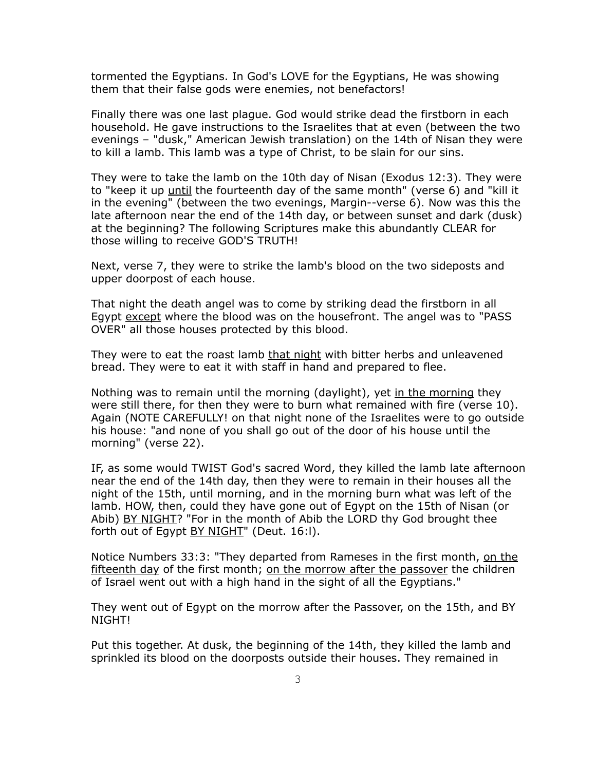tormented the Egyptians. In God's LOVE for the Egyptians, He was showing them that their false gods were enemies, not benefactors!

Finally there was one last plague. God would strike dead the firstborn in each household. He gave instructions to the Israelites that at even (between the two evenings – "dusk," American Jewish translation) on the 14th of Nisan they were to kill a lamb. This lamb was a type of Christ, to be slain for our sins.

They were to take the lamb on the 10th day of Nisan (Exodus 12:3). They were to "keep it up <u>until</u> the fourteenth day of the same month" (verse 6) and "kill it in the evening" (between the two evenings, Margin--verse 6). Now was this the late afternoon near the end of the 14th day, or between sunset and dark (dusk) at the beginning? The following Scriptures make this abundantly CLEAR for those willing to receive GOD'S TRUTH!

Next, verse 7, they were to strike the lamb's blood on the two sideposts and upper doorpost of each house.

That night the death angel was to come by striking dead the firstborn in all Egypt <u>except</u> where the blood was on the housefront. The angel was to "PASS OVER" all those houses protected by this blood.

They were to eat the roast lamb <u>that night</u> with bitter herbs and unleavened bread. They were to eat it with staff in hand and prepared to flee.

Nothing was to remain until the morning (daylight), yet <u>in the morning</u> they were still there, for then they were to burn what remained with fire (verse 10). Again (NOTE CAREFULLY! on that night none of the Israelites were to go outside his house: "and none of you shall go out of the door of his house until the morning" (verse 22).

IF, as some would TWIST God's sacred Word, they killed the lamb late afternoon near the end of the 14th day, then they were to remain in their houses all the night of the 15th, until morning, and in the morning burn what was left of the lamb. HOW, then, could they have gone out of Egypt on the 15th of Nisan (or Abib) <u>BY NIGHT</u>? "For in the month of Abib the LORD thy God brought thee forth out of Egypt <u>BY NIGHT</u>" (Deut. 16:l).

Notice Numbers 33:3: "They departed from Rameses in the first month, <u>on the fifteenth day</u> of the first month; <u>on the morrow after the passover</u> the children of Israel went out with a high hand in the sight of all the Egyptians."

They went out of Egypt on the morrow after the Passover, on the 15th, and BY NIGHT!

Put this together. At dusk, the beginning of the 14th, they killed the lamb and sprinkled its blood on the doorposts outside their houses. They remained in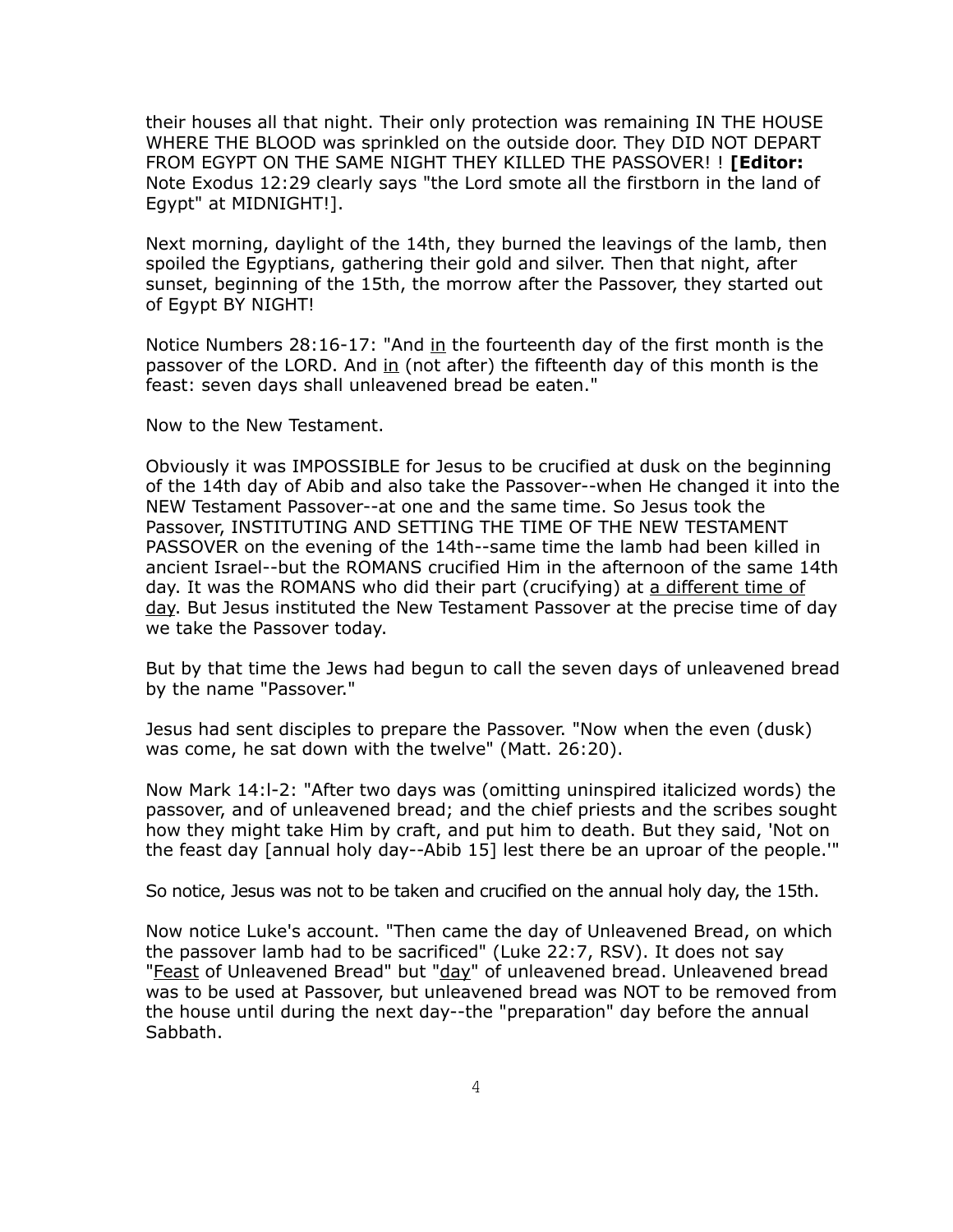their houses all that night. Their only protection was remaining IN THE HOUSE WHERE THE BLOOD was sprinkled on the outside door. They DID NOT DEPART FROM EGYPT ON THE SAME NIGHT THEY KILLED THE PASSOVER! ! **[Editor:** Note Exodus 12:29 clearly says "the Lord smote all the firstborn in the land of Egypt" at MIDNIGHT!].

Next morning, daylight of the 14th, they burned the leavings of the lamb, then spoiled the Egyptians, gathering their gold and silver. Then that night, after sunset, beginning of the 15th, the morrow after the Passover, they started out of Egypt BY NIGHT!

Notice Numbers 28:16-17: "And <u>in</u> the fourteenth day of the first month is the passover of the LORD. And <u>in</u> (not after) the fifteenth day of this month is the feast: seven days shall unleavened bread be eaten."

Now to the New Testament.

Obviously it was IMPOSSIBLE for Jesus to be crucified at dusk on the beginning of the 14th day of Abib and also take the Passover--when He changed it into the NEW Testament Passover--at one and the same time. So Jesus took the Passover, INSTITUTING AND SETTING THE TIME OF THE NEW TESTAMENT PASSOVER on the evening of the 14th--same time the lamb had been killed in ancient Israel--but the ROMANS crucified Him in the afternoon of the same 14th day. It was the ROMANS who did their part (crucifying) at <u>a different time of day</u>. But Jesus instituted the New Testament Passover at the precise time of day we take the Passover today.

But by that time the Jews had begun to call the seven days of unleavened bread by the name "Passover."

Jesus had sent disciples to prepare the Passover. "Now when the even (dusk) was come, he sat down with the twelve" (Matt. 26:20).

Now Mark 14:l-2: "After two days was (omitting uninspired italicized words) the passover, and of unleavened bread; and the chief priests and the scribes sought how they might take Him by craft, and put him to death. But they said, 'Not on the feast day [annual holy day--Abib 15] lest there be an uproar of the people.'"

So notice, Jesus was not to be taken and crucified on the annual holy day, the 15th.

Now notice Luke's account. "Then came the day of Unleavened Bread, on which the passover lamb had to be sacrificed" (Luke 22:7, RSV). It does not say "<u>Feast</u> of Unleavened Bread" but "<u>day</u>" of unleavened bread. Unleavened bread was to be used at Passover, but unleavened bread was NOT to be removed from the house until during the next day--the "preparation" day before the annual Sabbath.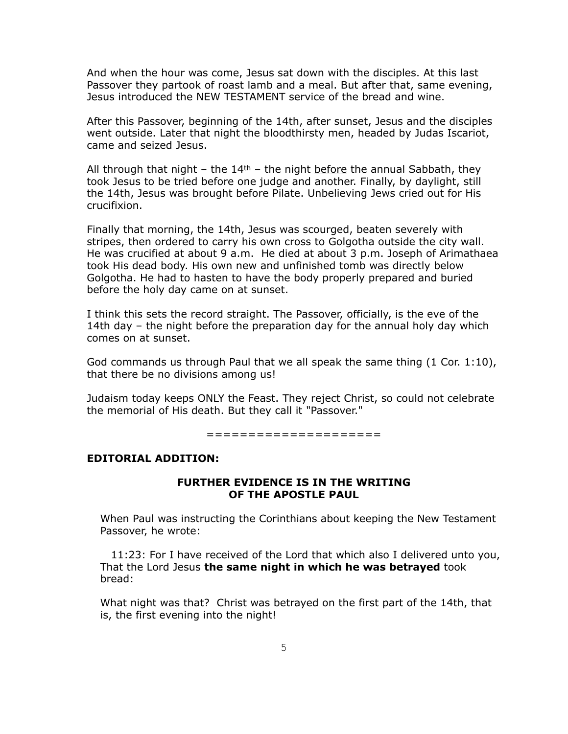And when the hour was come, Jesus sat down with the disciples. At this last Passover they partook of roast lamb and a meal. But after that, same evening, Jesus introduced the NEW TESTAMENT service of the bread and wine.

After this Passover, beginning of the 14th, after sunset, Jesus and the disciples went outside. Later that night the bloodthirsty men, headed by Judas Iscariot, came and seized Jesus.

All through that night – the $14^{th}$ – the night <u>before</u> the annual Sabbath, they took Jesus to be tried before one judge and another. Finally, by daylight, still the 14th, Jesus was brought before Pilate. Unbelieving Jews cried out for His crucifixion.

Finally that morning, the 14th, Jesus was scourged, beaten severely with stripes, then ordered to carry his own cross to Golgotha outside the city wall. He was crucified at about 9 a.m. He died at about 3 p.m. Joseph of Arimathaea took His dead body. His own new and unfinished tomb was directly below Golgotha. He had to hasten to have the body properly prepared and buried before the holy day came on at sunset.

I think this sets the record straight. The Passover, officially, is the eve of the 14th day – the night before the preparation day for the annual holy day which comes on at sunset.

God commands us through Paul that we all speak the same thing (1 Cor. 1:10), that there be no divisions among us!

Judaism today keeps ONLY the Feast. They reject Christ, so could not celebrate the memorial of His death. But they call it "Passover."

====================

**EDITORIAL ADDITION:**

### FURTHER EVIDENCE IS IN THE WRITING OF THE APOSTLE PAUL

When Paul was instructing the Corinthians about keeping the New Testament Passover, he wrote:

11:23: For I have received of the Lord that which also I delivered unto you, That the Lord Jesus **the same night in which he was betrayed** took bread:

What night was that? Christ was betrayed on the first part of the 14th, that is, the first evening into the night!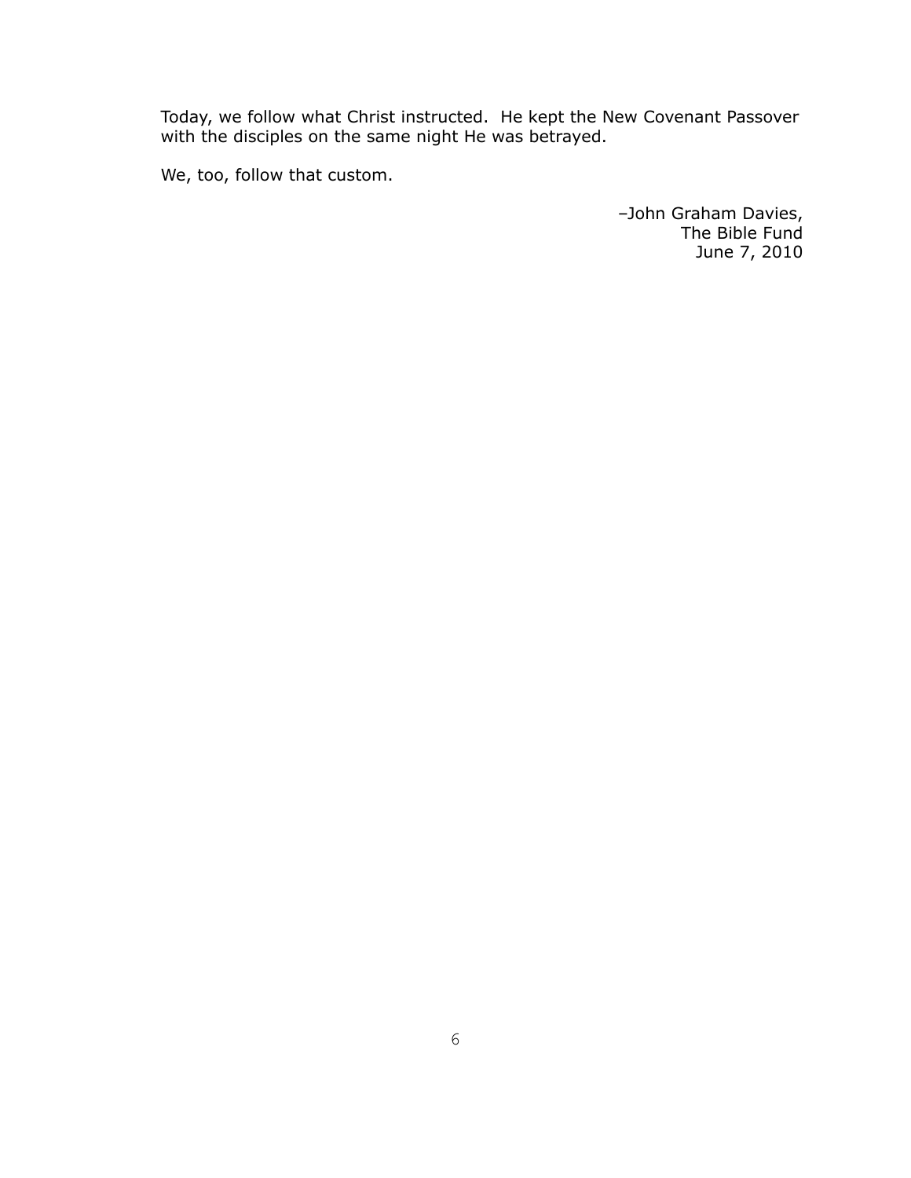Today, we follow what Christ instructed. He kept the New Covenant Passover with the disciples on the same night He was betrayed.

We, too, follow that custom.

–John Graham Davies,
The Bible Fund
June 7, 2010